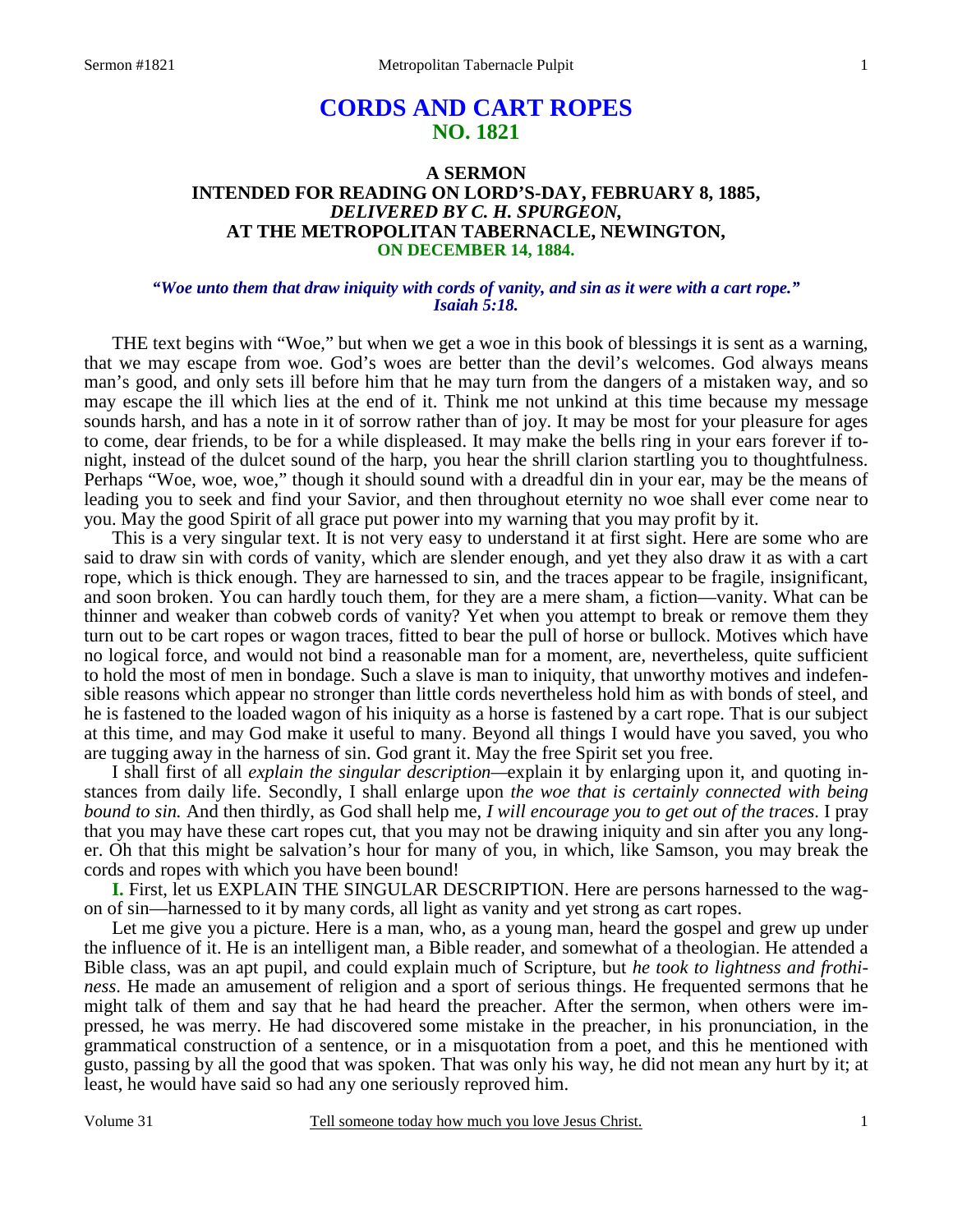# CORDS AND CART ROPES
## NO. 1821

### A SERMON
### INTENDED FOR READING ON LORD'S-DAY, FEBRUARY 8, 1885,
### *DELIVERED BY C. H. SPURGEON,*
### AT THE METROPOLITAN TABERNACLE, NEWINGTON,
### ON DECEMBER 14, 1884.

***"Woe unto them that draw iniquity with cords of vanity, and sin as it were with a cart rope." Isaiah 5:18.***

THE text begins with "Woe," but when we get a woe in this book of blessings it is sent as a warning, that we may escape from woe. God's woes are better than the devil's welcomes. God always means man's good, and only sets ill before him that he may turn from the dangers of a mistaken way, and so may escape the ill which lies at the end of it. Think me not unkind at this time because my message sounds harsh, and has a note in it of sorrow rather than of joy. It may be most for your pleasure for ages to come, dear friends, to be for a while displeased. It may make the bells ring in your ears forever if tonight, instead of the dulcet sound of the harp, you hear the shrill clarion startling you to thoughtfulness. Perhaps "Woe, woe, woe," though it should sound with a dreadful din in your ear, may be the means of leading you to seek and find your Savior, and then throughout eternity no woe shall ever come near to you. May the good Spirit of all grace put power into my warning that you may profit by it.

This is a very singular text. It is not very easy to understand it at first sight. Here are some who are said to draw sin with cords of vanity, which are slender enough, and yet they also draw it as with a cart rope, which is thick enough. They are harnessed to sin, and the traces appear to be fragile, insignificant, and soon broken. You can hardly touch them, for they are a mere sham, a fiction—vanity. What can be thinner and weaker than cobweb cords of vanity? Yet when you attempt to break or remove them they turn out to be cart ropes or wagon traces, fitted to bear the pull of horse or bullock. Motives which have no logical force, and would not bind a reasonable man for a moment, are, nevertheless, quite sufficient to hold the most of men in bondage. Such a slave is man to iniquity, that unworthy motives and indefensible reasons which appear no stronger than little cords nevertheless hold him as with bonds of steel, and he is fastened to the loaded wagon of his iniquity as a horse is fastened by a cart rope. That is our subject at this time, and may God make it useful to many. Beyond all things I would have you saved, you who are tugging away in the harness of sin. God grant it. May the free Spirit set you free.

I shall first of all *explain the singular description*—explain it by enlarging upon it, and quoting instances from daily life. Secondly, I shall enlarge upon *the woe that is certainly connected with being bound to sin.* And then thirdly, as God shall help me, *I will encourage you to get out of the traces*. I pray that you may have these cart ropes cut, that you may not be drawing iniquity and sin after you any longer. Oh that this might be salvation's hour for many of you, in which, like Samson, you may break the cords and ropes with which you have been bound!

**I.** First, let us EXPLAIN THE SINGULAR DESCRIPTION. Here are persons harnessed to the wagon of sin—harnessed to it by many cords, all light as vanity and yet strong as cart ropes.

Let me give you a picture. Here is a man, who, as a young man, heard the gospel and grew up under the influence of it. He is an intelligent man, a Bible reader, and somewhat of a theologian. He attended a Bible class, was an apt pupil, and could explain much of Scripture, but *he took to lightness and frothiness*. He made an amusement of religion and a sport of serious things. He frequented sermons that he might talk of them and say that he had heard the preacher. After the sermon, when others were impressed, he was merry. He had discovered some mistake in the preacher, in his pronunciation, in the grammatical construction of a sentence, or in a misquotation from a poet, and this he mentioned with gusto, passing by all the good that was spoken. That was only his way, he did not mean any hurt by it; at least, he would have said so had any one seriously reproved him.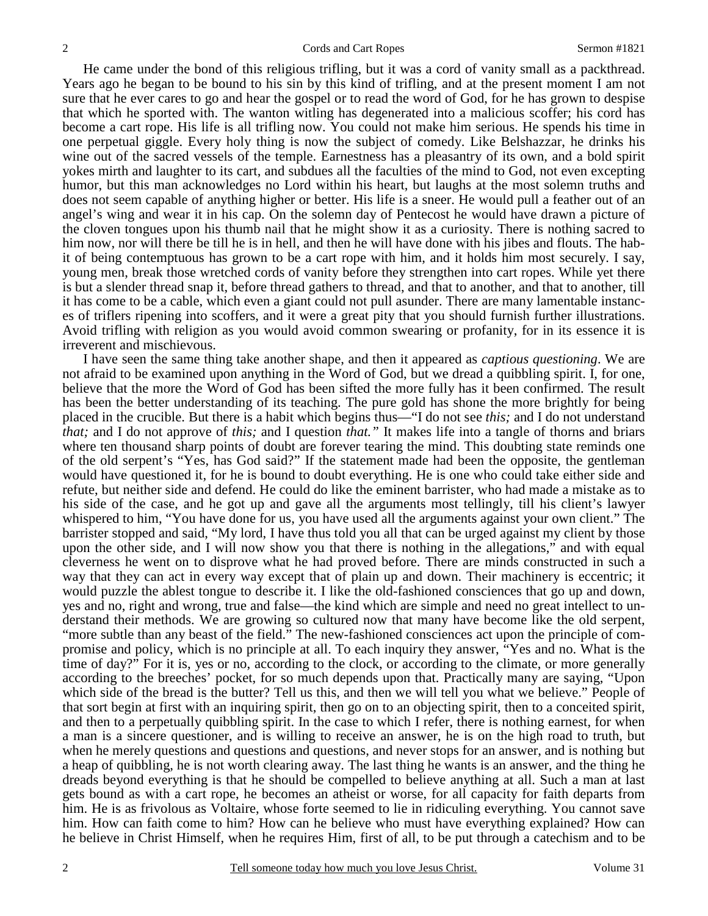He came under the bond of this religious trifling, but it was a cord of vanity small as a packthread. Years ago he began to be bound to his sin by this kind of trifling, and at the present moment I am not sure that he ever cares to go and hear the gospel or to read the word of God, for he has grown to despise that which he sported with. The wanton witling has degenerated into a malicious scoffer; his cord has become a cart rope. His life is all trifling now. You could not make him serious. He spends his time in one perpetual giggle. Every holy thing is now the subject of comedy. Like Belshazzar, he drinks his wine out of the sacred vessels of the temple. Earnestness has a pleasantry of its own, and a bold spirit yokes mirth and laughter to its cart, and subdues all the faculties of the mind to God, not even excepting humor, but this man acknowledges no Lord within his heart, but laughs at the most solemn truths and does not seem capable of anything higher or better. His life is a sneer. He would pull a feather out of an angel's wing and wear it in his cap. On the solemn day of Pentecost he would have drawn a picture of the cloven tongues upon his thumb nail that he might show it as a curiosity. There is nothing sacred to him now, nor will there be till he is in hell, and then he will have done with his jibes and flouts. The habit of being contemptuous has grown to be a cart rope with him, and it holds him most securely. I say, young men, break those wretched cords of vanity before they strengthen into cart ropes. While yet there is but a slender thread snap it, before thread gathers to thread, and that to another, and that to another, till it has come to be a cable, which even a giant could not pull asunder. There are many lamentable instances of triflers ripening into scoffers, and it were a great pity that you should furnish further illustrations. Avoid trifling with religion as you would avoid common swearing or profanity, for in its essence it is irreverent and mischievous.

I have seen the same thing take another shape, and then it appeared as *captious questioning*. We are not afraid to be examined upon anything in the Word of God, but we dread a quibbling spirit. I, for one, believe that the more the Word of God has been sifted the more fully has it been confirmed. The result has been the better understanding of its teaching. The pure gold has shone the more brightly for being placed in the crucible. But there is a habit which begins thus—"I do not see *this;* and I do not understand *that;* and I do not approve of *this;* and I question *that."* It makes life into a tangle of thorns and briars where ten thousand sharp points of doubt are forever tearing the mind. This doubting state reminds one of the old serpent's "Yes, has God said?" If the statement made had been the opposite, the gentleman would have questioned it, for he is bound to doubt everything. He is one who could take either side and refute, but neither side and defend. He could do like the eminent barrister, who had made a mistake as to his side of the case, and he got up and gave all the arguments most tellingly, till his client's lawyer whispered to him, "You have done for us, you have used all the arguments against your own client." The barrister stopped and said, "My lord, I have thus told you all that can be urged against my client by those upon the other side, and I will now show you that there is nothing in the allegations," and with equal cleverness he went on to disprove what he had proved before. There are minds constructed in such a way that they can act in every way except that of plain up and down. Their machinery is eccentric; it would puzzle the ablest tongue to describe it. I like the old-fashioned consciences that go up and down, yes and no, right and wrong, true and false—the kind which are simple and need no great intellect to understand their methods. We are growing so cultured now that many have become like the old serpent, "more subtle than any beast of the field." The new-fashioned consciences act upon the principle of compromise and policy, which is no principle at all. To each inquiry they answer, "Yes and no. What is the time of day?" For it is, yes or no, according to the clock, or according to the climate, or more generally according to the breeches' pocket, for so much depends upon that. Practically many are saying, "Upon which side of the bread is the butter? Tell us this, and then we will tell you what we believe." People of that sort begin at first with an inquiring spirit, then go on to an objecting spirit, then to a conceited spirit, and then to a perpetually quibbling spirit. In the case to which I refer, there is nothing earnest, for when a man is a sincere questioner, and is willing to receive an answer, he is on the high road to truth, but when he merely questions and questions and questions, and never stops for an answer, and is nothing but a heap of quibbling, he is not worth clearing away. The last thing he wants is an answer, and the thing he dreads beyond everything is that he should be compelled to believe anything at all. Such a man at last gets bound as with a cart rope, he becomes an atheist or worse, for all capacity for faith departs from him. He is as frivolous as Voltaire, whose forte seemed to lie in ridiculing everything. You cannot save him. How can faith come to him? How can he believe who must have everything explained? How can he believe in Christ Himself, when he requires Him, first of all, to be put through a catechism and to be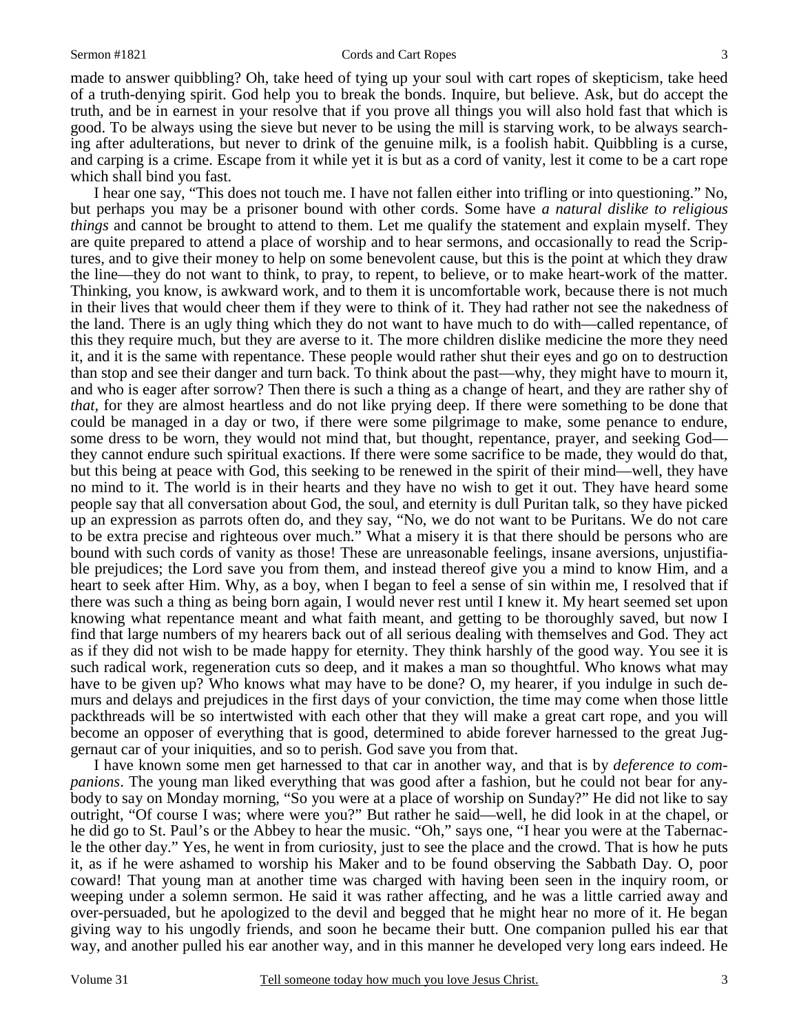made to answer quibbling? Oh, take heed of tying up your soul with cart ropes of skepticism, take heed of a truth-denying spirit. God help you to break the bonds. Inquire, but believe. Ask, but do accept the truth, and be in earnest in your resolve that if you prove all things you will also hold fast that which is good. To be always using the sieve but never to be using the mill is starving work, to be always searching after adulterations, but never to drink of the genuine milk, is a foolish habit. Quibbling is a curse, and carping is a crime. Escape from it while yet it is but as a cord of vanity, lest it come to be a cart rope which shall bind you fast.

I hear one say, "This does not touch me. I have not fallen either into trifling or into questioning." No, but perhaps you may be a prisoner bound with other cords. Some have *a natural dislike to religious things* and cannot be brought to attend to them. Let me qualify the statement and explain myself. They are quite prepared to attend a place of worship and to hear sermons, and occasionally to read the Scriptures, and to give their money to help on some benevolent cause, but this is the point at which they draw the line—they do not want to think, to pray, to repent, to believe, or to make heart-work of the matter. Thinking, you know, is awkward work, and to them it is uncomfortable work, because there is not much in their lives that would cheer them if they were to think of it. They had rather not see the nakedness of the land. There is an ugly thing which they do not want to have much to do with—called repentance, of this they require much, but they are averse to it. The more children dislike medicine the more they need it, and it is the same with repentance. These people would rather shut their eyes and go on to destruction than stop and see their danger and turn back. To think about the past—why, they might have to mourn it, and who is eager after sorrow? Then there is such a thing as a change of heart, and they are rather shy of *that,* for they are almost heartless and do not like prying deep. If there were something to be done that could be managed in a day or two, if there were some pilgrimage to make, some penance to endure, some dress to be worn, they would not mind that, but thought, repentance, prayer, and seeking God—they cannot endure such spiritual exactions. If there were some sacrifice to be made, they would do that, but this being at peace with God, this seeking to be renewed in the spirit of their mind—well, they have no mind to it. The world is in their hearts and they have no wish to get it out. They have heard some people say that all conversation about God, the soul, and eternity is dull Puritan talk, so they have picked up an expression as parrots often do, and they say, "No, we do not want to be Puritans. We do not care to be extra precise and righteous over much." What a misery it is that there should be persons who are bound with such cords of vanity as those! These are unreasonable feelings, insane aversions, unjustifiable prejudices; the Lord save you from them, and instead thereof give you a mind to know Him, and a heart to seek after Him. Why, as a boy, when I began to feel a sense of sin within me, I resolved that if there was such a thing as being born again, I would never rest until I knew it. My heart seemed set upon knowing what repentance meant and what faith meant, and getting to be thoroughly saved, but now I find that large numbers of my hearers back out of all serious dealing with themselves and God. They act as if they did not wish to be made happy for eternity. They think harshly of the good way. You see it is such radical work, regeneration cuts so deep, and it makes a man so thoughtful. Who knows what may have to be given up? Who knows what may have to be done? O, my hearer, if you indulge in such demurs and delays and prejudices in the first days of your conviction, the time may come when those little packthreads will be so intertwisted with each other that they will make a great cart rope, and you will become an opposer of everything that is good, determined to abide forever harnessed to the great Juggernaut car of your iniquities, and so to perish. God save you from that.

I have known some men get harnessed to that car in another way, and that is by *deference to companions*. The young man liked everything that was good after a fashion, but he could not bear for anybody to say on Monday morning, "So you were at a place of worship on Sunday?" He did not like to say outright, "Of course I was; where were you?" But rather he said—well, he did look in at the chapel, or he did go to St. Paul's or the Abbey to hear the music. "Oh," says one, "I hear you were at the Tabernacle the other day." Yes, he went in from curiosity, just to see the place and the crowd. That is how he puts it, as if he were ashamed to worship his Maker and to be found observing the Sabbath Day. O, poor coward! That young man at another time was charged with having been seen in the inquiry room, or weeping under a solemn sermon. He said it was rather affecting, and he was a little carried away and over-persuaded, but he apologized to the devil and begged that he might hear no more of it. He began giving way to his ungodly friends, and soon he became their butt. One companion pulled his ear that way, and another pulled his ear another way, and in this manner he developed very long ears indeed. He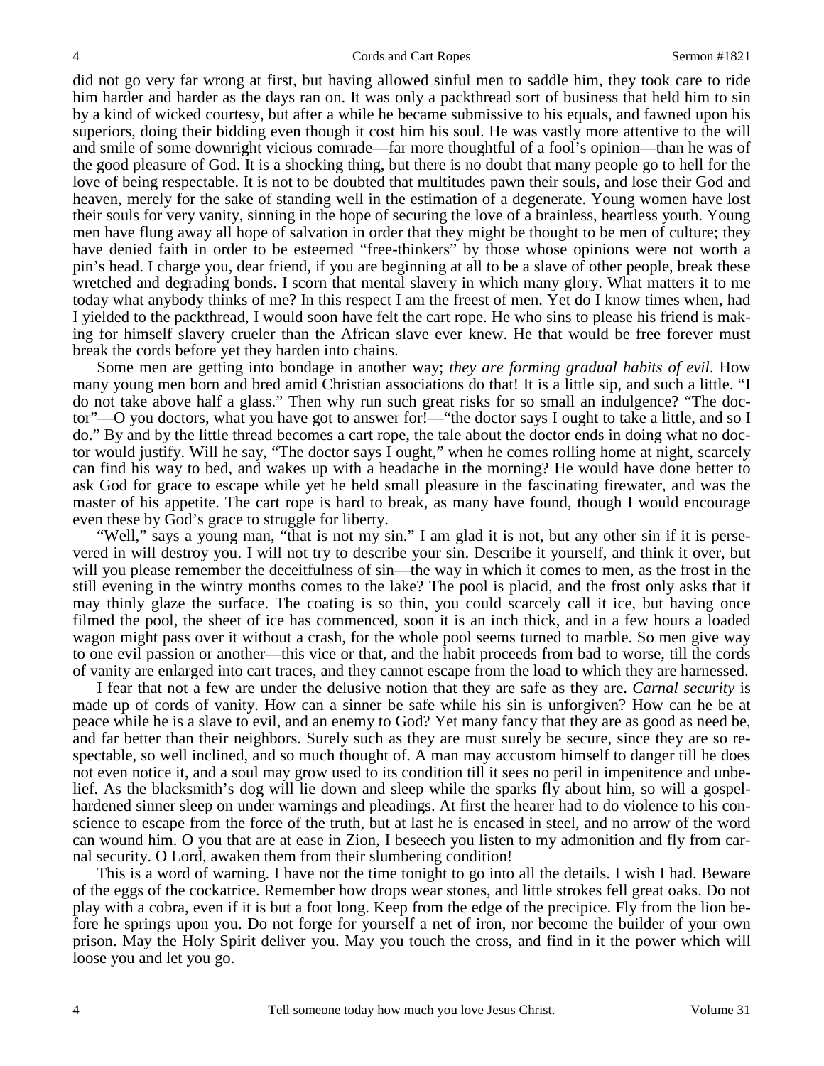did not go very far wrong at first, but having allowed sinful men to saddle him, they took care to ride him harder and harder as the days ran on. It was only a packthread sort of business that held him to sin by a kind of wicked courtesy, but after a while he became submissive to his equals, and fawned upon his superiors, doing their bidding even though it cost him his soul. He was vastly more attentive to the will and smile of some downright vicious comrade—far more thoughtful of a fool's opinion—than he was of the good pleasure of God. It is a shocking thing, but there is no doubt that many people go to hell for the love of being respectable. It is not to be doubted that multitudes pawn their souls, and lose their God and heaven, merely for the sake of standing well in the estimation of a degenerate. Young women have lost their souls for very vanity, sinning in the hope of securing the love of a brainless, heartless youth. Young men have flung away all hope of salvation in order that they might be thought to be men of culture; they have denied faith in order to be esteemed "free-thinkers" by those whose opinions were not worth a pin's head. I charge you, dear friend, if you are beginning at all to be a slave of other people, break these wretched and degrading bonds. I scorn that mental slavery in which many glory. What matters it to me today what anybody thinks of me? In this respect I am the freest of men. Yet do I know times when, had I yielded to the packthread, I would soon have felt the cart rope. He who sins to please his friend is making for himself slavery crueler than the African slave ever knew. He that would be free forever must break the cords before yet they harden into chains.

Some men are getting into bondage in another way; *they are forming gradual habits of evil*. How many young men born and bred amid Christian associations do that! It is a little sip, and such a little. "I do not take above half a glass." Then why run such great risks for so small an indulgence? "The doctor"—O you doctors, what you have got to answer for!—"the doctor says I ought to take a little, and so I do." By and by the little thread becomes a cart rope, the tale about the doctor ends in doing what no doctor would justify. Will he say, "The doctor says I ought," when he comes rolling home at night, scarcely can find his way to bed, and wakes up with a headache in the morning? He would have done better to ask God for grace to escape while yet he held small pleasure in the fascinating firewater, and was the master of his appetite. The cart rope is hard to break, as many have found, though I would encourage even these by God's grace to struggle for liberty.

"Well," says a young man, "that is not my sin." I am glad it is not, but any other sin if it is persevered in will destroy you. I will not try to describe your sin. Describe it yourself, and think it over, but will you please remember the deceitfulness of sin—the way in which it comes to men, as the frost in the still evening in the wintry months comes to the lake? The pool is placid, and the frost only asks that it may thinly glaze the surface. The coating is so thin, you could scarcely call it ice, but having once filmed the pool, the sheet of ice has commenced, soon it is an inch thick, and in a few hours a loaded wagon might pass over it without a crash, for the whole pool seems turned to marble. So men give way to one evil passion or another—this vice or that, and the habit proceeds from bad to worse, till the cords of vanity are enlarged into cart traces, and they cannot escape from the load to which they are harnessed.

I fear that not a few are under the delusive notion that they are safe as they are. *Carnal security* is made up of cords of vanity. How can a sinner be safe while his sin is unforgiven? How can he be at peace while he is a slave to evil, and an enemy to God? Yet many fancy that they are as good as need be, and far better than their neighbors. Surely such as they are must surely be secure, since they are so respectable, so well inclined, and so much thought of. A man may accustom himself to danger till he does not even notice it, and a soul may grow used to its condition till it sees no peril in impenitence and unbelief. As the blacksmith's dog will lie down and sleep while the sparks fly about him, so will a gospel-hardened sinner sleep on under warnings and pleadings. At first the hearer had to do violence to his conscience to escape from the force of the truth, but at last he is encased in steel, and no arrow of the word can wound him. O you that are at ease in Zion, I beseech you listen to my admonition and fly from carnal security. O Lord, awaken them from their slumbering condition!

This is a word of warning. I have not the time tonight to go into all the details. I wish I had. Beware of the eggs of the cockatrice. Remember how drops wear stones, and little strokes fell great oaks. Do not play with a cobra, even if it is but a foot long. Keep from the edge of the precipice. Fly from the lion before he springs upon you. Do not forge for yourself a net of iron, nor become the builder of your own prison. May the Holy Spirit deliver you. May you touch the cross, and find in it the power which will loose you and let you go.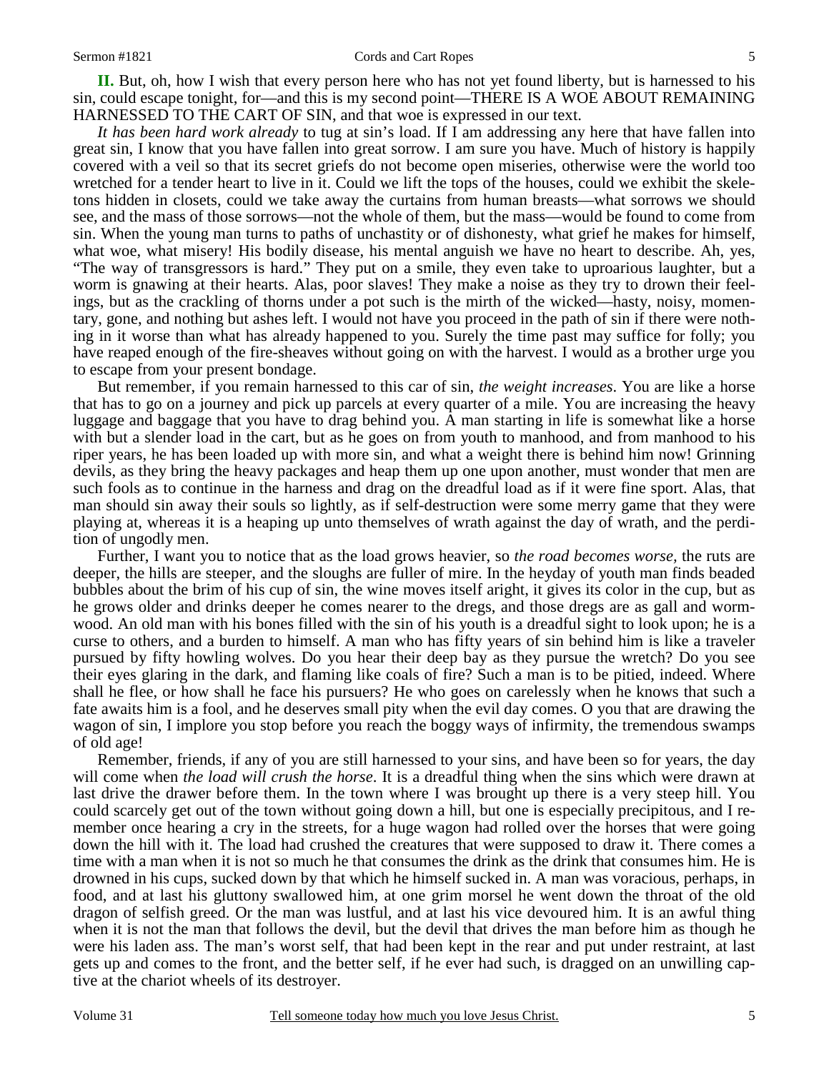**II.** But, oh, how I wish that every person here who has not yet found liberty, but is harnessed to his sin, could escape tonight, for—and this is my second point—THERE IS A WOE ABOUT REMAINING HARNESSED TO THE CART OF SIN, and that woe is expressed in our text.

*It has been hard work already* to tug at sin's load. If I am addressing any here that have fallen into great sin, I know that you have fallen into great sorrow. I am sure you have. Much of history is happily covered with a veil so that its secret griefs do not become open miseries, otherwise were the world too wretched for a tender heart to live in it. Could we lift the tops of the houses, could we exhibit the skeletons hidden in closets, could we take away the curtains from human breasts—what sorrows we should see, and the mass of those sorrows—not the whole of them, but the mass—would be found to come from sin. When the young man turns to paths of unchastity or of dishonesty, what grief he makes for himself, what woe, what misery! His bodily disease, his mental anguish we have no heart to describe. Ah, yes, "The way of transgressors is hard." They put on a smile, they even take to uproarious laughter, but a worm is gnawing at their hearts. Alas, poor slaves! They make a noise as they try to drown their feelings, but as the crackling of thorns under a pot such is the mirth of the wicked—hasty, noisy, momentary, gone, and nothing but ashes left. I would not have you proceed in the path of sin if there were nothing in it worse than what has already happened to you. Surely the time past may suffice for folly; you have reaped enough of the fire-sheaves without going on with the harvest. I would as a brother urge you to escape from your present bondage.

But remember, if you remain harnessed to this car of sin, *the weight increases*. You are like a horse that has to go on a journey and pick up parcels at every quarter of a mile. You are increasing the heavy luggage and baggage that you have to drag behind you. A man starting in life is somewhat like a horse with but a slender load in the cart, but as he goes on from youth to manhood, and from manhood to his riper years, he has been loaded up with more sin, and what a weight there is behind him now! Grinning devils, as they bring the heavy packages and heap them up one upon another, must wonder that men are such fools as to continue in the harness and drag on the dreadful load as if it were fine sport. Alas, that man should sin away their souls so lightly, as if self-destruction were some merry game that they were playing at, whereas it is a heaping up unto themselves of wrath against the day of wrath, and the perdition of ungodly men.

Further, I want you to notice that as the load grows heavier, so *the road becomes worse*, the ruts are deeper, the hills are steeper, and the sloughs are fuller of mire. In the heyday of youth man finds beaded bubbles about the brim of his cup of sin, the wine moves itself aright, it gives its color in the cup, but as he grows older and drinks deeper he comes nearer to the dregs, and those dregs are as gall and wormwood. An old man with his bones filled with the sin of his youth is a dreadful sight to look upon; he is a curse to others, and a burden to himself. A man who has fifty years of sin behind him is like a traveler pursued by fifty howling wolves. Do you hear their deep bay as they pursue the wretch? Do you see their eyes glaring in the dark, and flaming like coals of fire? Such a man is to be pitied, indeed. Where shall he flee, or how shall he face his pursuers? He who goes on carelessly when he knows that such a fate awaits him is a fool, and he deserves small pity when the evil day comes. O you that are drawing the wagon of sin, I implore you stop before you reach the boggy ways of infirmity, the tremendous swamps of old age!

Remember, friends, if any of you are still harnessed to your sins, and have been so for years, the day will come when *the load will crush the horse*. It is a dreadful thing when the sins which were drawn at last drive the drawer before them. In the town where I was brought up there is a very steep hill. You could scarcely get out of the town without going down a hill, but one is especially precipitous, and I remember once hearing a cry in the streets, for a huge wagon had rolled over the horses that were going down the hill with it. The load had crushed the creatures that were supposed to draw it. There comes a time with a man when it is not so much he that consumes the drink as the drink that consumes him. He is drowned in his cups, sucked down by that which he himself sucked in. A man was voracious, perhaps, in food, and at last his gluttony swallowed him, at one grim morsel he went down the throat of the old dragon of selfish greed. Or the man was lustful, and at last his vice devoured him. It is an awful thing when it is not the man that follows the devil, but the devil that drives the man before him as though he were his laden ass. The man's worst self, that had been kept in the rear and put under restraint, at last gets up and comes to the front, and the better self, if he ever had such, is dragged on an unwilling captive at the chariot wheels of its destroyer.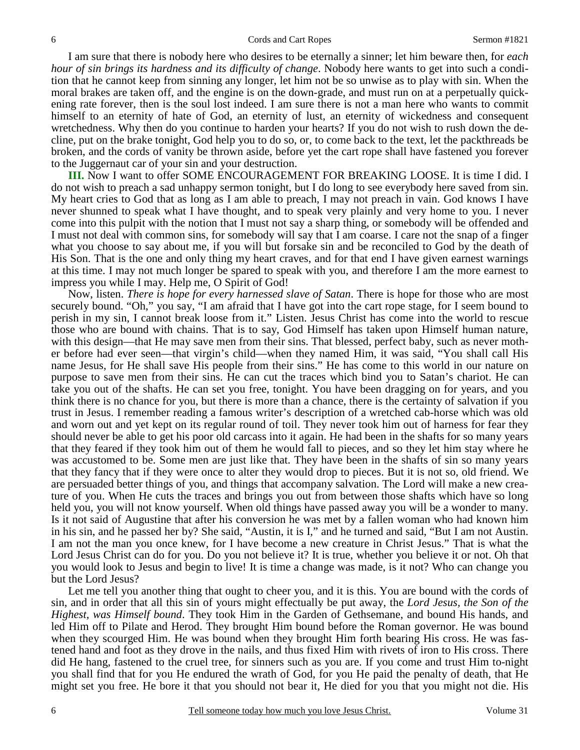I am sure that there is nobody here who desires to be eternally a sinner; let him beware then, for *each hour of sin brings its hardness and its difficulty of change*. Nobody here wants to get into such a condition that he cannot keep from sinning any longer, let him not be so unwise as to play with sin. When the moral brakes are taken off, and the engine is on the down-grade, and must run on at a perpetually quickening rate forever, then is the soul lost indeed. I am sure there is not a man here who wants to commit himself to an eternity of hate of God, an eternity of lust, an eternity of wickedness and consequent wretchedness. Why then do you continue to harden your hearts? If you do not wish to rush down the decline, put on the brake tonight, God help you to do so, or, to come back to the text, let the packthreads be broken, and the cords of vanity be thrown aside, before yet the cart rope shall have fastened you forever to the Juggernaut car of your sin and your destruction.

**III.** Now I want to offer SOME ENCOURAGEMENT FOR BREAKING LOOSE. It is time I did. I do not wish to preach a sad unhappy sermon tonight, but I do long to see everybody here saved from sin. My heart cries to God that as long as I am able to preach, I may not preach in vain. God knows I have never shunned to speak what I have thought, and to speak very plainly and very home to you. I never come into this pulpit with the notion that I must not say a sharp thing, or somebody will be offended and I must not deal with common sins, for somebody will say that I am coarse. I care not the snap of a finger what you choose to say about me, if you will but forsake sin and be reconciled to God by the death of His Son. That is the one and only thing my heart craves, and for that end I have given earnest warnings at this time. I may not much longer be spared to speak with you, and therefore I am the more earnest to impress you while I may. Help me, O Spirit of God!

Now, listen. *There is hope for every harnessed slave of Satan*. There is hope for those who are most securely bound. "Oh," you say, "I am afraid that I have got into the cart rope stage, for I seem bound to perish in my sin, I cannot break loose from it." Listen. Jesus Christ has come into the world to rescue those who are bound with chains. That is to say, God Himself has taken upon Himself human nature, with this design—that He may save men from their sins. That blessed, perfect baby, such as never mother before had ever seen—that virgin's child—when they named Him, it was said, "You shall call His name Jesus, for He shall save His people from their sins." He has come to this world in our nature on purpose to save men from their sins. He can cut the traces which bind you to Satan's chariot. He can take you out of the shafts. He can set you free, tonight. You have been dragging on for years, and you think there is no chance for you, but there is more than a chance, there is the certainty of salvation if you trust in Jesus. I remember reading a famous writer's description of a wretched cab-horse which was old and worn out and yet kept on its regular round of toil. They never took him out of harness for fear they should never be able to get his poor old carcass into it again. He had been in the shafts for so many years that they feared if they took him out of them he would fall to pieces, and so they let him stay where he was accustomed to be. Some men are just like that. They have been in the shafts of sin so many years that they fancy that if they were once to alter they would drop to pieces. But it is not so, old friend. We are persuaded better things of you, and things that accompany salvation. The Lord will make a new creature of you. When He cuts the traces and brings you out from between those shafts which have so long held you, you will not know yourself. When old things have passed away you will be a wonder to many. Is it not said of Augustine that after his conversion he was met by a fallen woman who had known him in his sin, and he passed her by? She said, "Austin, it is I," and he turned and said, "But I am not Austin. I am not the man you once knew, for I have become a new creature in Christ Jesus." That is what the Lord Jesus Christ can do for you. Do you not believe it? It is true, whether you believe it or not. Oh that you would look to Jesus and begin to live! It is time a change was made, is it not? Who can change you but the Lord Jesus?

Let me tell you another thing that ought to cheer you, and it is this. You are bound with the cords of sin, and in order that all this sin of yours might effectually be put away, the *Lord Jesus, the Son of the Highest, was Himself bound*. They took Him in the Garden of Gethsemane, and bound His hands, and led Him off to Pilate and Herod. They brought Him bound before the Roman governor. He was bound when they scourged Him. He was bound when they brought Him forth bearing His cross. He was fastened hand and foot as they drove in the nails, and thus fixed Him with rivets of iron to His cross. There did He hang, fastened to the cruel tree, for sinners such as you are. If you come and trust Him to-night you shall find that for you He endured the wrath of God, for you He paid the penalty of death, that He might set you free. He bore it that you should not bear it, He died for you that you might not die. His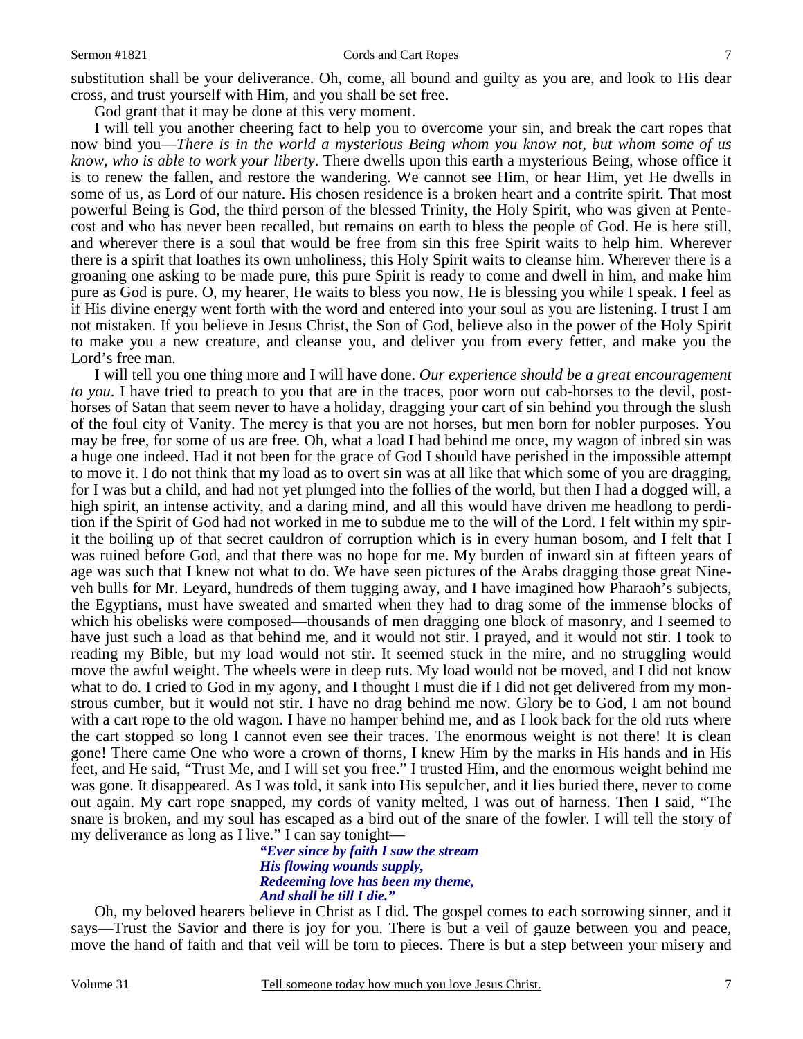substitution shall be your deliverance. Oh, come, all bound and guilty as you are, and look to His dear cross, and trust yourself with Him, and you shall be set free.

God grant that it may be done at this very moment.

I will tell you another cheering fact to help you to overcome your sin, and break the cart ropes that now bind you—*There is in the world a mysterious Being whom you know not, but whom some of us know, who is able to work your liberty*. There dwells upon this earth a mysterious Being, whose office it is to renew the fallen, and restore the wandering. We cannot see Him, or hear Him, yet He dwells in some of us, as Lord of our nature. His chosen residence is a broken heart and a contrite spirit. That most powerful Being is God, the third person of the blessed Trinity, the Holy Spirit, who was given at Pentecost and who has never been recalled, but remains on earth to bless the people of God. He is here still, and wherever there is a soul that would be free from sin this free Spirit waits to help him. Wherever there is a spirit that loathes its own unholiness, this Holy Spirit waits to cleanse him. Wherever there is a groaning one asking to be made pure, this pure Spirit is ready to come and dwell in him, and make him pure as God is pure. O, my hearer, He waits to bless you now, He is blessing you while I speak. I feel as if His divine energy went forth with the word and entered into your soul as you are listening. I trust I am not mistaken. If you believe in Jesus Christ, the Son of God, believe also in the power of the Holy Spirit to make you a new creature, and cleanse you, and deliver you from every fetter, and make you the Lord's free man.

I will tell you one thing more and I will have done. *Our experience should be a great encouragement to you*. I have tried to preach to you that are in the traces, poor worn out cab-horses to the devil, post-horses of Satan that seem never to have a holiday, dragging your cart of sin behind you through the slush of the foul city of Vanity. The mercy is that you are not horses, but men born for nobler purposes. You may be free, for some of us are free. Oh, what a load I had behind me once, my wagon of inbred sin was a huge one indeed. Had it not been for the grace of God I should have perished in the impossible attempt to move it. I do not think that my load as to overt sin was at all like that which some of you are dragging, for I was but a child, and had not yet plunged into the follies of the world, but then I had a dogged will, a high spirit, an intense activity, and a daring mind, and all this would have driven me headlong to perdition if the Spirit of God had not worked in me to subdue me to the will of the Lord. I felt within my spirit the boiling up of that secret cauldron of corruption which is in every human bosom, and I felt that I was ruined before God, and that there was no hope for me. My burden of inward sin at fifteen years of age was such that I knew not what to do. We have seen pictures of the Arabs dragging those great Nineveh bulls for Mr. Leyard, hundreds of them tugging away, and I have imagined how Pharaoh's subjects, the Egyptians, must have sweated and smarted when they had to drag some of the immense blocks of which his obelisks were composed—thousands of men dragging one block of masonry, and I seemed to have just such a load as that behind me, and it would not stir. I prayed, and it would not stir. I took to reading my Bible, but my load would not stir. It seemed stuck in the mire, and no struggling would move the awful weight. The wheels were in deep ruts. My load would not be moved, and I did not know what to do. I cried to God in my agony, and I thought I must die if I did not get delivered from my monstrous cumber, but it would not stir. I have no drag behind me now. Glory be to God, I am not bound with a cart rope to the old wagon. I have no hamper behind me, and as I look back for the old ruts where the cart stopped so long I cannot even see their traces. The enormous weight is not there! It is clean gone! There came One who wore a crown of thorns, I knew Him by the marks in His hands and in His feet, and He said, "Trust Me, and I will set you free." I trusted Him, and the enormous weight behind me was gone. It disappeared. As I was told, it sank into His sepulcher, and it lies buried there, never to come out again. My cart rope snapped, my cords of vanity melted, I was out of harness. Then I said, "The snare is broken, and my soul has escaped as a bird out of the snare of the fowler. I will tell the story of my deliverance as long as I live." I can say tonight—

> *"Ever since by faith I saw the stream*
> *His flowing wounds supply,*
> *Redeeming love has been my theme,*
> *And shall be till I die."*

Oh, my beloved hearers believe in Christ as I did. The gospel comes to each sorrowing sinner, and it says—Trust the Savior and there is joy for you. There is but a veil of gauze between you and peace, move the hand of faith and that veil will be torn to pieces. There is but a step between your misery and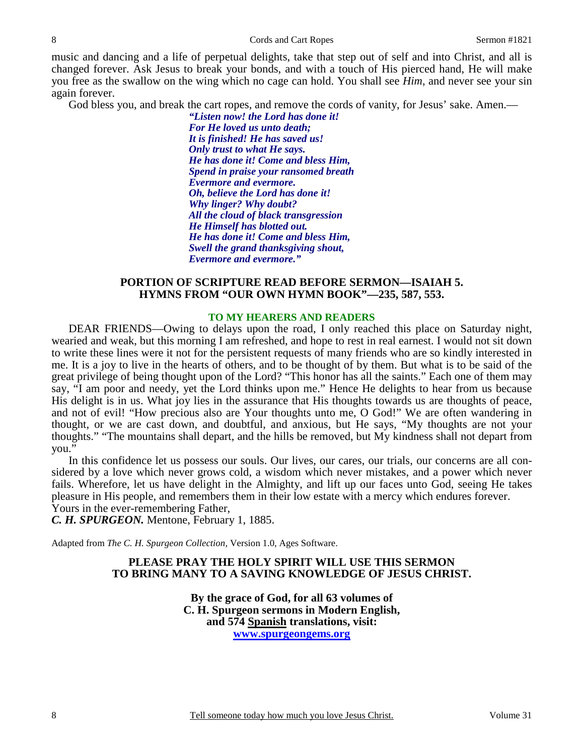music and dancing and a life of perpetual delights, take that step out of self and into Christ, and all is changed forever. Ask Jesus to break your bonds, and with a touch of His pierced hand, He will make you free as the swallow on the wing which no cage can hold. You shall see *Him,* and never see your sin again forever.

God bless you, and break the cart ropes, and remove the cords of vanity, for Jesus' sake. Amen.—

> ***"Listen now! the Lord has done it!***
> ***For He loved us unto death;***
> ***It is finished! He has saved us!***
> ***Only trust to what He says.***
> ***He has done it! Come and bless Him,***
> ***Spend in praise your ransomed breath***
> ***Evermore and evermore.***
> ***Oh, believe the Lord has done it!***
> ***Why linger? Why doubt?***
> ***All the cloud of black transgression***
> ***He Himself has blotted out.***
> ***He has done it! Come and bless Him,***
> ***Swell the grand thanksgiving shout,***
> ***Evermore and evermore."***

**PORTION OF SCRIPTURE READ BEFORE SERMON—ISAIAH 5.**
**HYMNS FROM "OUR OWN HYMN BOOK"—235, 587, 553.**

**TO MY HEARERS AND READERS**

DEAR FRIENDS—Owing to delays upon the road, I only reached this place on Saturday night, wearied and weak, but this morning I am refreshed, and hope to rest in real earnest. I would not sit down to write these lines were it not for the persistent requests of many friends who are so kindly interested in me. It is a joy to live in the hearts of others, and to be thought of by them. But what is to be said of the great privilege of being thought upon of the Lord? "This honor has all the saints." Each one of them may say, "I am poor and needy, yet the Lord thinks upon me." Hence He delights to hear from us because His delight is in us. What joy lies in the assurance that His thoughts towards us are thoughts of peace, and not of evil! "How precious also are Your thoughts unto me, O God!" We are often wandering in thought, or we are cast down, and doubtful, and anxious, but He says, "My thoughts are not your thoughts." "The mountains shall depart, and the hills be removed, but My kindness shall not depart from you."

In this confidence let us possess our souls. Our lives, our cares, our trials, our concerns are all considered by a love which never grows cold, a wisdom which never mistakes, and a power which never fails. Wherefore, let us have delight in the Almighty, and lift up our faces unto God, seeing He takes pleasure in His people, and remembers them in their low estate with a mercy which endures forever.
Yours in the ever-remembering Father,
***C. H. SPURGEON.*** Mentone, February 1, 1885.

Adapted from *The C. H. Spurgeon Collection,* Version 1.0, Ages Software.

**PLEASE PRAY THE HOLY SPIRIT WILL USE THIS SERMON TO BRING MANY TO A SAVING KNOWLEDGE OF JESUS CHRIST.**

**By the grace of God, for all 63 volumes of C. H. Spurgeon sermons in Modern English, and 574 Spanish translations, visit: www.spurgeongems.org**